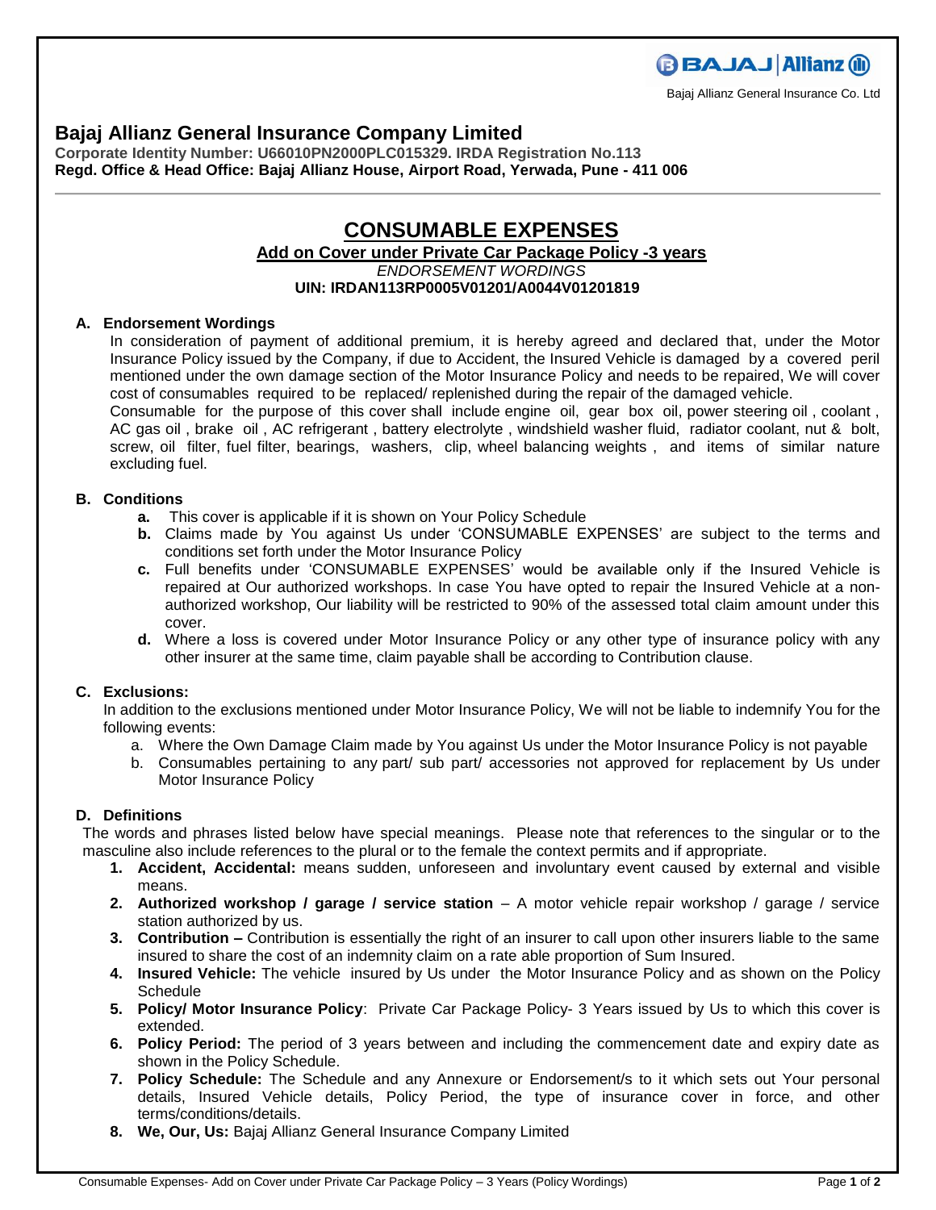Bajaj Allianz General Insurance Co. Ltd

# Bajaj Allianz General Insurance Company Limited

**Corporate Identity Number: U66010PN2000PLC015329. IRDA Registration No.113**
**Regd. Office & Head Office: Bajaj Allianz House, Airport Road, Yerwada, Pune - 411 006**

---

## CONSUMABLE EXPENSES

**Add on Cover under Private Car Package Policy -3 years**

*ENDORSEMENT WORDINGS*

**UIN: IRDAN113RP0005V01201/A0044V01201819**

### A. Endorsement Wordings

In consideration of payment of additional premium, it is hereby agreed and declared that, under the Motor Insurance Policy issued by the Company, if due to Accident, the Insured Vehicle is damaged by a covered peril mentioned under the own damage section of the Motor Insurance Policy and needs to be repaired, We will cover cost of consumables required to be replaced/ replenished during the repair of the damaged vehicle.

Consumable for the purpose of this cover shall include engine oil, gear box oil, power steering oil , coolant , AC gas oil , brake oil , AC refrigerant , battery electrolyte , windshield washer fluid, radiator coolant, nut & bolt, screw, oil filter, fuel filter, bearings, washers, clip, wheel balancing weights , and items of similar nature excluding fuel.

### B. Conditions

- **a.** This cover is applicable if it is shown on Your Policy Schedule
- **b.** Claims made by You against Us under 'CONSUMABLE EXPENSES' are subject to the terms and conditions set forth under the Motor Insurance Policy
- **c.** Full benefits under 'CONSUMABLE EXPENSES' would be available only if the Insured Vehicle is repaired at Our authorized workshops. In case You have opted to repair the Insured Vehicle at a non-authorized workshop, Our liability will be restricted to 90% of the assessed total claim amount under this cover.
- **d.** Where a loss is covered under Motor Insurance Policy or any other type of insurance policy with any other insurer at the same time, claim payable shall be according to Contribution clause.

### C. Exclusions:

In addition to the exclusions mentioned under Motor Insurance Policy, We will not be liable to indemnify You for the following events:

- a. Where the Own Damage Claim made by You against Us under the Motor Insurance Policy is not payable
- b. Consumables pertaining to any part/ sub part/ accessories not approved for replacement by Us under Motor Insurance Policy

### D. Definitions

The words and phrases listed below have special meanings. Please note that references to the singular or to the masculine also include references to the plural or to the female the context permits and if appropriate.

1. **Accident, Accidental:** means sudden, unforeseen and involuntary event caused by external and visible means.
2. **Authorized workshop / garage / service station** – A motor vehicle repair workshop / garage / service station authorized by us.
3. **Contribution –** Contribution is essentially the right of an insurer to call upon other insurers liable to the same insured to share the cost of an indemnity claim on a rate able proportion of Sum Insured.
4. **Insured Vehicle:** The vehicle insured by Us under the Motor Insurance Policy and as shown on the Policy Schedule
5. **Policy/ Motor Insurance Policy**: Private Car Package Policy- 3 Years issued by Us to which this cover is extended.
6. **Policy Period:** The period of 3 years between and including the commencement date and expiry date as shown in the Policy Schedule.
7. **Policy Schedule:** The Schedule and any Annexure or Endorsement/s to it which sets out Your personal details, Insured Vehicle details, Policy Period, the type of insurance cover in force, and other terms/conditions/details.
8. **We, Our, Us:** Bajaj Allianz General Insurance Company Limited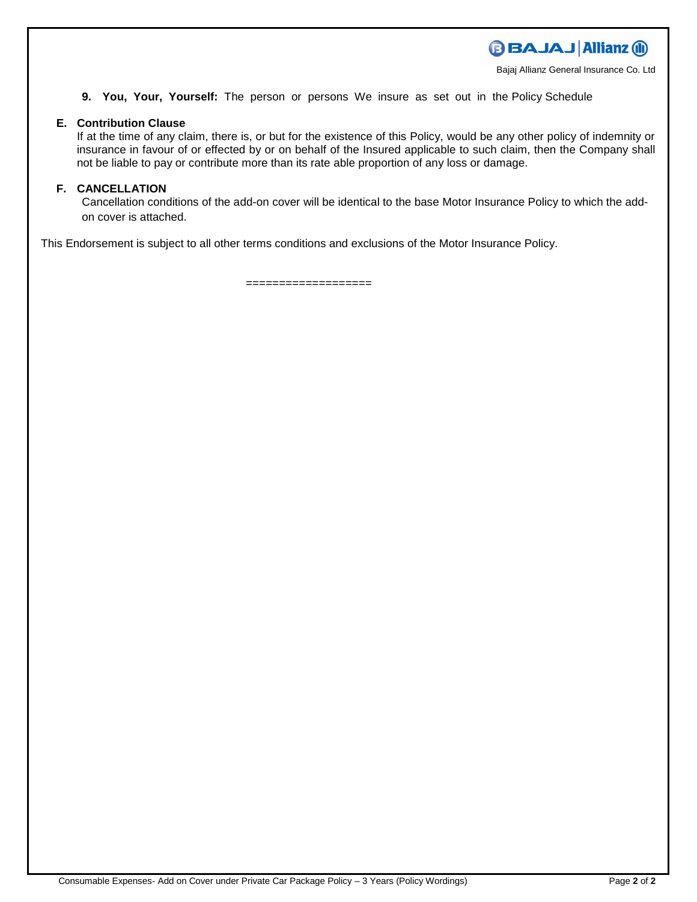9. **You, Your, Yourself:** The person or persons We insure as set out in the Policy Schedule

**E. Contribution Clause**

If at the time of any claim, there is, or but for the existence of this Policy, would be any other policy of indemnity or insurance in favour of or effected by or on behalf of the Insured applicable to such claim, then the Company shall not be liable to pay or contribute more than its rate able proportion of any loss or damage.

**F. CANCELLATION**

Cancellation conditions of the add-on cover will be identical to the base Motor Insurance Policy to which the add-on cover is attached.

This Endorsement is subject to all other terms conditions and exclusions of the Motor Insurance Policy.

===================